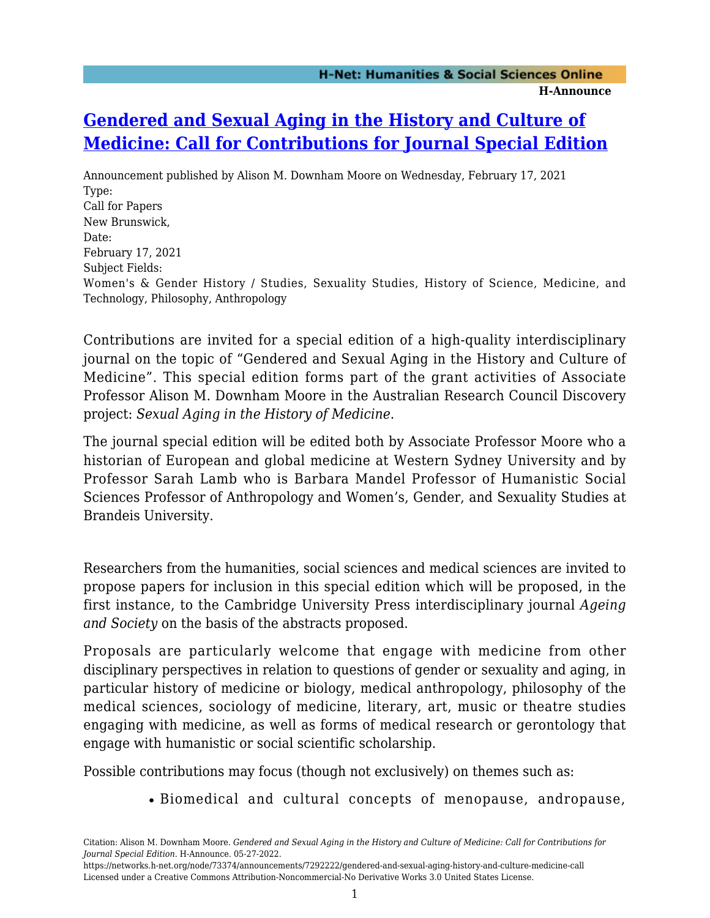# [Gendered and Sexual Aging in the History and Culture of Medicine: Call for Contributions for Journal Special Edition]

Announcement published by Alison M. Downham Moore on Wednesday, February 17, 2021

Type:
Call for Papers

New Brunswick,

Date:
February 17, 2021

Subject Fields:
Women's & Gender History / Studies, Sexuality Studies, History of Science, Medicine, and Technology, Philosophy, Anthropology

Contributions are invited for a special edition of a high-quality interdisciplinary journal on the topic of "Gendered and Sexual Aging in the History and Culture of Medicine". This special edition forms part of the grant activities of Associate Professor Alison M. Downham Moore in the Australian Research Council Discovery project: *Sexual Aging in the History of Medicine*.

The journal special edition will be edited both by Associate Professor Moore who a historian of European and global medicine at Western Sydney University and by Professor Sarah Lamb who is Barbara Mandel Professor of Humanistic Social Sciences Professor of Anthropology and Women's, Gender, and Sexuality Studies at Brandeis University.

Researchers from the humanities, social sciences and medical sciences are invited to propose papers for inclusion in this special edition which will be proposed, in the first instance, to the Cambridge University Press interdisciplinary journal *Ageing and Society* on the basis of the abstracts proposed.

Proposals are particularly welcome that engage with medicine from other disciplinary perspectives in relation to questions of gender or sexuality and aging, in particular history of medicine or biology, medical anthropology, philosophy of the medical sciences, sociology of medicine, literary, art, music or theatre studies engaging with medicine, as well as forms of medical research or gerontology that engage with humanistic or social scientific scholarship.

Possible contributions may focus (though not exclusively) on themes such as:

- Biomedical and cultural concepts of menopause, andropause,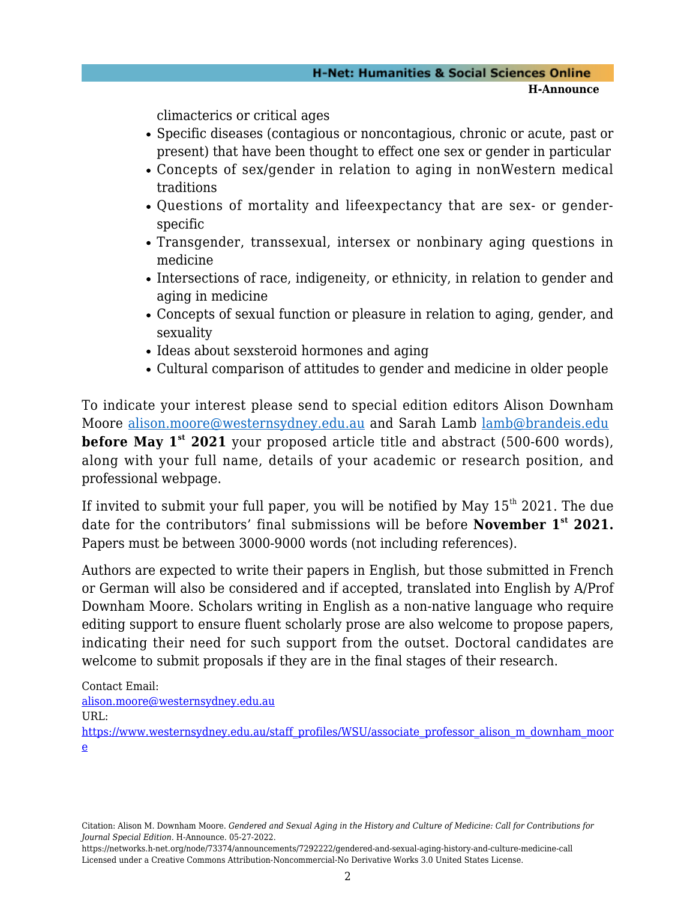climacterics or critical ages

- Specific diseases (contagious or noncontagious, chronic or acute, past or present) that have been thought to effect one sex or gender in particular
- Concepts of sex/gender in relation to aging in nonWestern medical traditions
- Questions of mortality and lifeexpectancy that are sex- or gender-specific
- Transgender, transsexual, intersex or nonbinary aging questions in medicine
- Intersections of race, indigeneity, or ethnicity, in relation to gender and aging in medicine
- Concepts of sexual function or pleasure in relation to aging, gender, and sexuality
- Ideas about sexsteroid hormones and aging
- Cultural comparison of attitudes to gender and medicine in older people

To indicate your interest please send to special edition editors Alison Downham Moore alison.moore@westernsydney.edu.au and Sarah Lamb lamb@brandeis.edu **before May 1st 2021** your proposed article title and abstract (500-600 words), along with your full name, details of your academic or research position, and professional webpage.

If invited to submit your full paper, you will be notified by May 15th 2021. The due date for the contributors' final submissions will be before **November 1st 2021.** Papers must be between 3000-9000 words (not including references).

Authors are expected to write their papers in English, but those submitted in French or German will also be considered and if accepted, translated into English by A/Prof Downham Moore. Scholars writing in English as a non-native language who require editing support to ensure fluent scholarly prose are also welcome to propose papers, indicating their need for such support from the outset. Doctoral candidates are welcome to submit proposals if they are in the final stages of their research.

Contact Email:
alison.moore@westernsydney.edu.au
URL:
https://www.westernsydney.edu.au/staff_profiles/WSU/associate_professor_alison_m_downham_moore

Citation: Alison M. Downham Moore. *Gendered and Sexual Aging in the History and Culture of Medicine: Call for Contributions for Journal Special Edition*. H-Announce. 05-27-2022.
https://networks.h-net.org/node/73374/announcements/7292222/gendered-and-sexual-aging-history-and-culture-medicine-call
Licensed under a Creative Commons Attribution-Noncommercial-No Derivative Works 3.0 United States License.